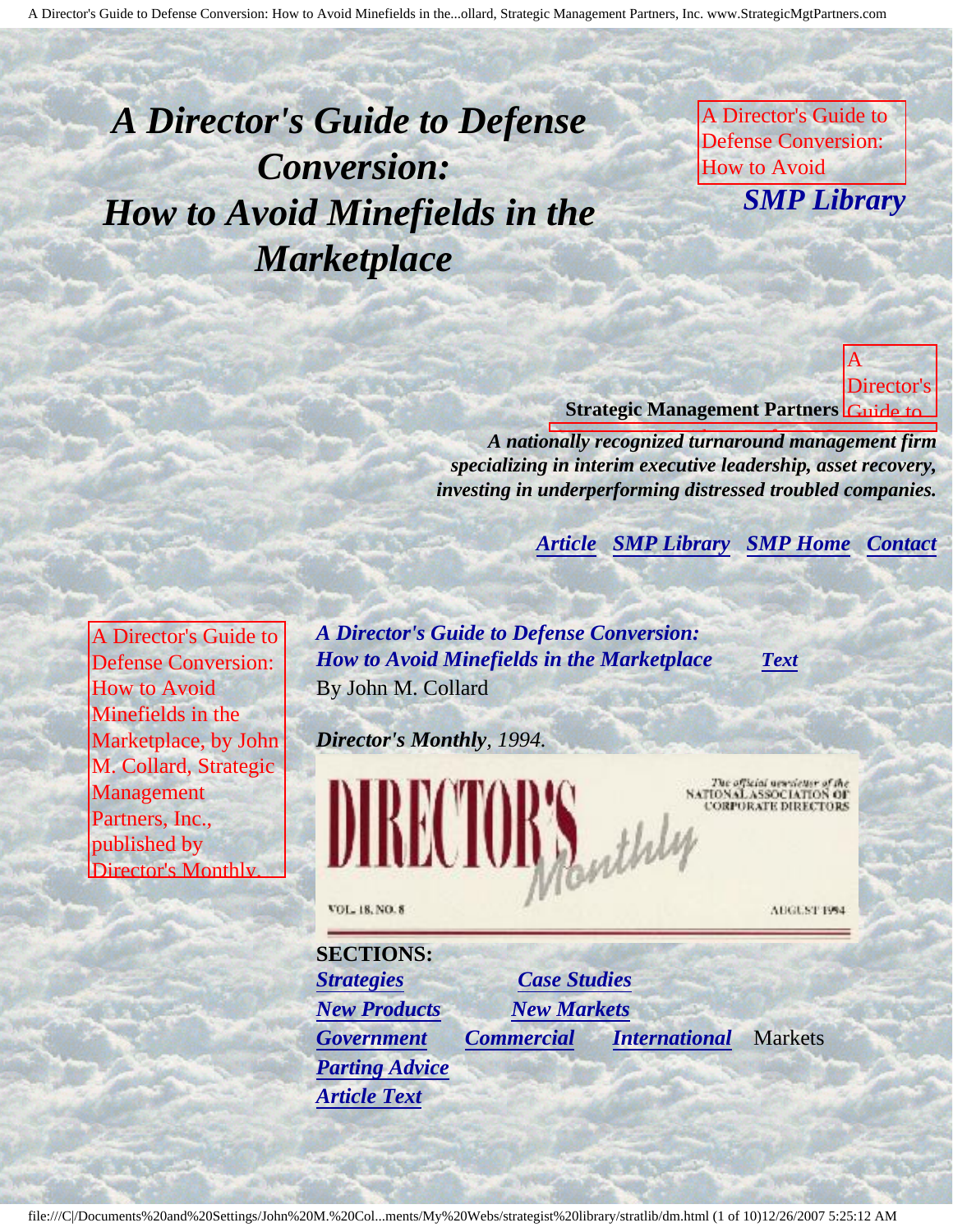# *A Director's Guide to Defense Conversion: How to Avoid Minefields in the Marketplace*

A Director's Guide to Defense Conversion: How to Avoid

***SMP Library***

A Director's Guide to

**Strategic Management Partners**

***A nationally recognized turnaround management firm specializing in interim executive leadership, asset recovery, investing in underperforming distressed troubled companies.***

***Article*** ***SMP Library*** ***SMP Home*** ***Contact***

A Director's Guide to Defense Conversion: How to Avoid Minefields in the Marketplace, by John M. Collard, Strategic Management Partners, Inc., published by Director's Monthly.

***A Director's Guide to Defense Conversion: How to Avoid Minefields in the Marketplace*** ***Text***

By John M. Collard

***Director's Monthly**, 1994.*

DIRECTOR'S Monthly

The official newsletter of the NATIONAL ASSOCIATION OF CORPORATE DIRECTORS

VOL. 18, NO. 8 AUGUST 1994

**SECTIONS:**

***Strategies*** ***Case Studies***

***New Products*** ***New Markets***

***Government*** ***Commercial*** ***International*** Markets

***Parting Advice***

***Article Text***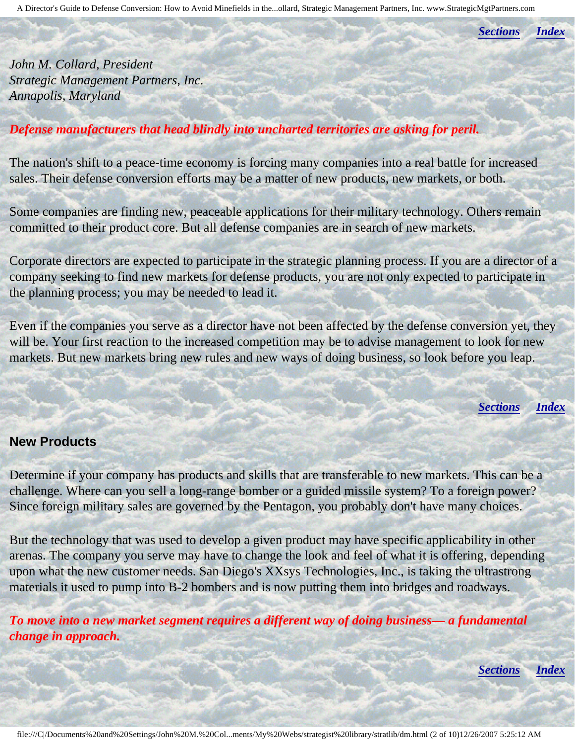*John M. Collard, President*
*Strategic Management Partners, Inc.*
*Annapolis, Maryland*

***Defense manufacturers that head blindly into uncharted territories are asking for peril.***

The nation's shift to a peace-time economy is forcing many companies into a real battle for increased sales. Their defense conversion efforts may be a matter of new products, new markets, or both.

Some companies are finding new, peaceable applications for their military technology. Others remain committed to their product core. But all defense companies are in search of new markets.

Corporate directors are expected to participate in the strategic planning process. If you are a director of a company seeking to find new markets for defense products, you are not only expected to participate in the planning process; you may be needed to lead it.

Even if the companies you serve as a director have not been affected by the defense conversion yet, they will be. Your first reaction to the increased competition may be to advise management to look for new markets. But new markets bring new rules and new ways of doing business, so look before you leap.

## New Products

Determine if your company has products and skills that are transferable to new markets. This can be a challenge. Where can you sell a long-range bomber or a guided missile system? To a foreign power? Since foreign military sales are governed by the Pentagon, you probably don't have many choices.

But the technology that was used to develop a given product may have specific applicability in other arenas. The company you serve may have to change the look and feel of what it is offering, depending upon what the new customer needs. San Diego's XXsys Technologies, Inc., is taking the ultrastrong materials it used to pump into B-2 bombers and is now putting them into bridges and roadways.

***To move into a new market segment requires a different way of doing business— a fundamental change in approach.***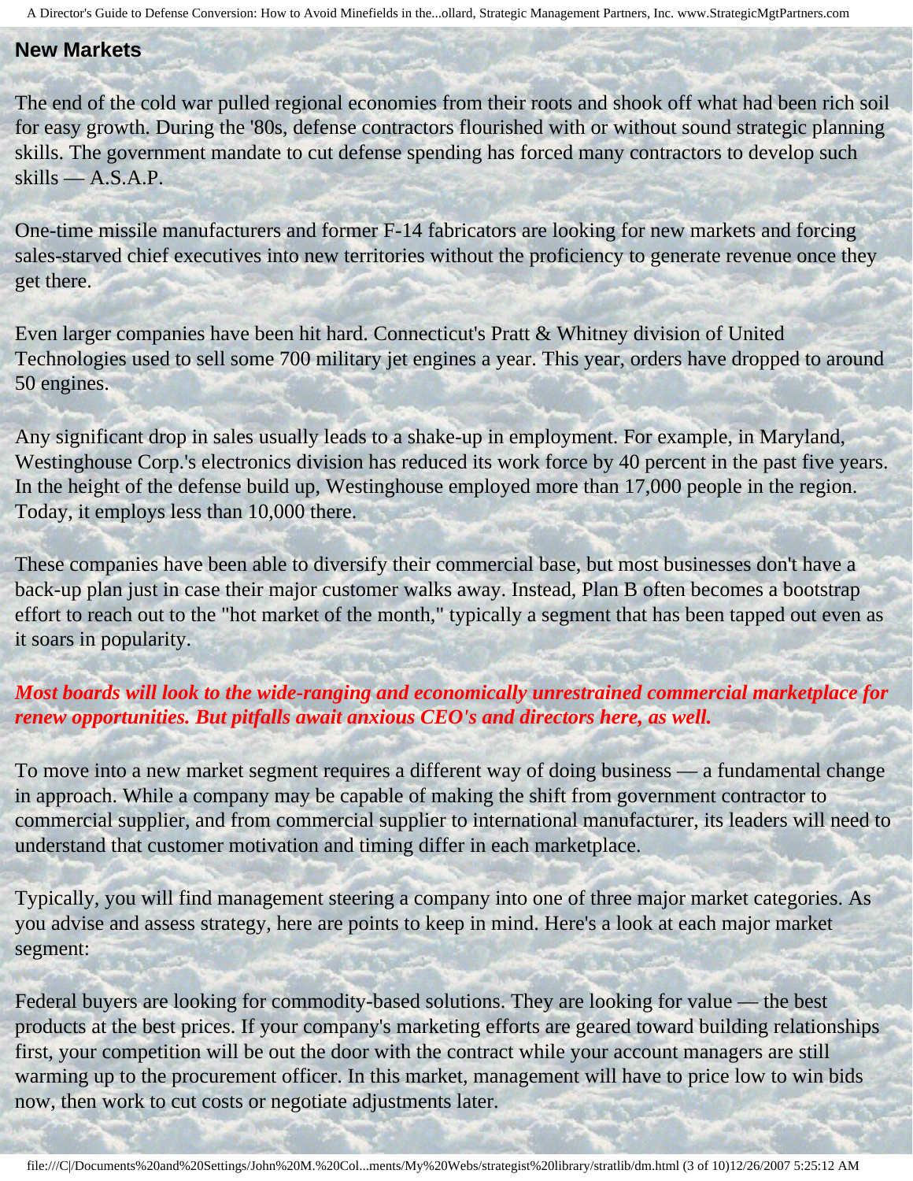## New Markets

The end of the cold war pulled regional economies from their roots and shook off what had been rich soil for easy growth. During the '80s, defense contractors flourished with or without sound strategic planning skills. The government mandate to cut defense spending has forced many contractors to develop such skills — A.S.A.P.

One-time missile manufacturers and former F-14 fabricators are looking for new markets and forcing sales-starved chief executives into new territories without the proficiency to generate revenue once they get there.

Even larger companies have been hit hard. Connecticut's Pratt & Whitney division of United Technologies used to sell some 700 military jet engines a year. This year, orders have dropped to around 50 engines.

Any significant drop in sales usually leads to a shake-up in employment. For example, in Maryland, Westinghouse Corp.'s electronics division has reduced its work force by 40 percent in the past five years. In the height of the defense build up, Westinghouse employed more than 17,000 people in the region. Today, it employs less than 10,000 there.

These companies have been able to diversify their commercial base, but most businesses don't have a back-up plan just in case their major customer walks away. Instead, Plan B often becomes a bootstrap effort to reach out to the "hot market of the month," typically a segment that has been tapped out even as it soars in popularity.

***Most boards will look to the wide-ranging and economically unrestrained commercial marketplace for renew opportunities. But pitfalls await anxious CEO's and directors here, as well.***

To move into a new market segment requires a different way of doing business — a fundamental change in approach. While a company may be capable of making the shift from government contractor to commercial supplier, and from commercial supplier to international manufacturer, its leaders will need to understand that customer motivation and timing differ in each marketplace.

Typically, you will find management steering a company into one of three major market categories. As you advise and assess strategy, here are points to keep in mind. Here's a look at each major market segment:

Federal buyers are looking for commodity-based solutions. They are looking for value — the best products at the best prices. If your company's marketing efforts are geared toward building relationships first, your competition will be out the door with the contract while your account managers are still warming up to the procurement officer. In this market, management will have to price low to win bids now, then work to cut costs or negotiate adjustments later.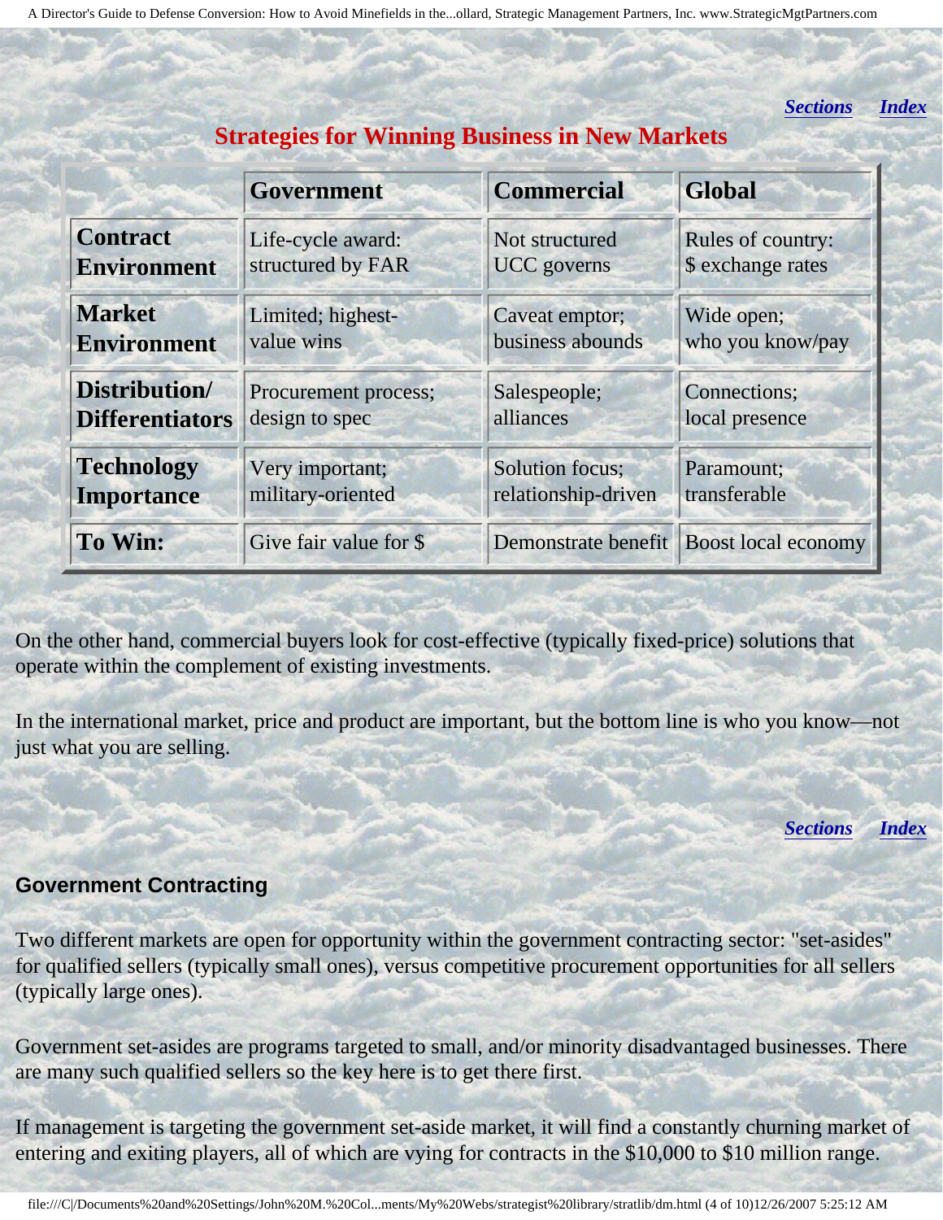*Sections* *Index*

## Strategies for Winning Business in New Markets

| | Government | Commercial | Global |
|---|---|---|---|
| **Contract Environment** | Life-cycle award: structured by FAR | Not structured UCC governs | Rules of country: $ exchange rates |
| **Market Environment** | Limited; highest-value wins | Caveat emptor; business abounds | Wide open; who you know/pay |
| **Distribution/ Differentiators** | Procurement process; design to spec | Salespeople; alliances | Connections; local presence |
| **Technology Importance** | Very important; military-oriented | Solution focus; relationship-driven | Paramount; transferable |
| **To Win:** | Give fair value for $ | Demonstrate benefit | Boost local economy |

On the other hand, commercial buyers look for cost-effective (typically fixed-price) solutions that operate within the complement of existing investments.

In the international market, price and product are important, but the bottom line is who you know—not just what you are selling.

*Sections* *Index*

### Government Contracting

Two different markets are open for opportunity within the government contracting sector: "set-asides" for qualified sellers (typically small ones), versus competitive procurement opportunities for all sellers (typically large ones).

Government set-asides are programs targeted to small, and/or minority disadvantaged businesses. There are many such qualified sellers so the key here is to get there first.

If management is targeting the government set-aside market, it will find a constantly churning market of entering and exiting players, all of which are vying for contracts in the $10,000 to $10 million range.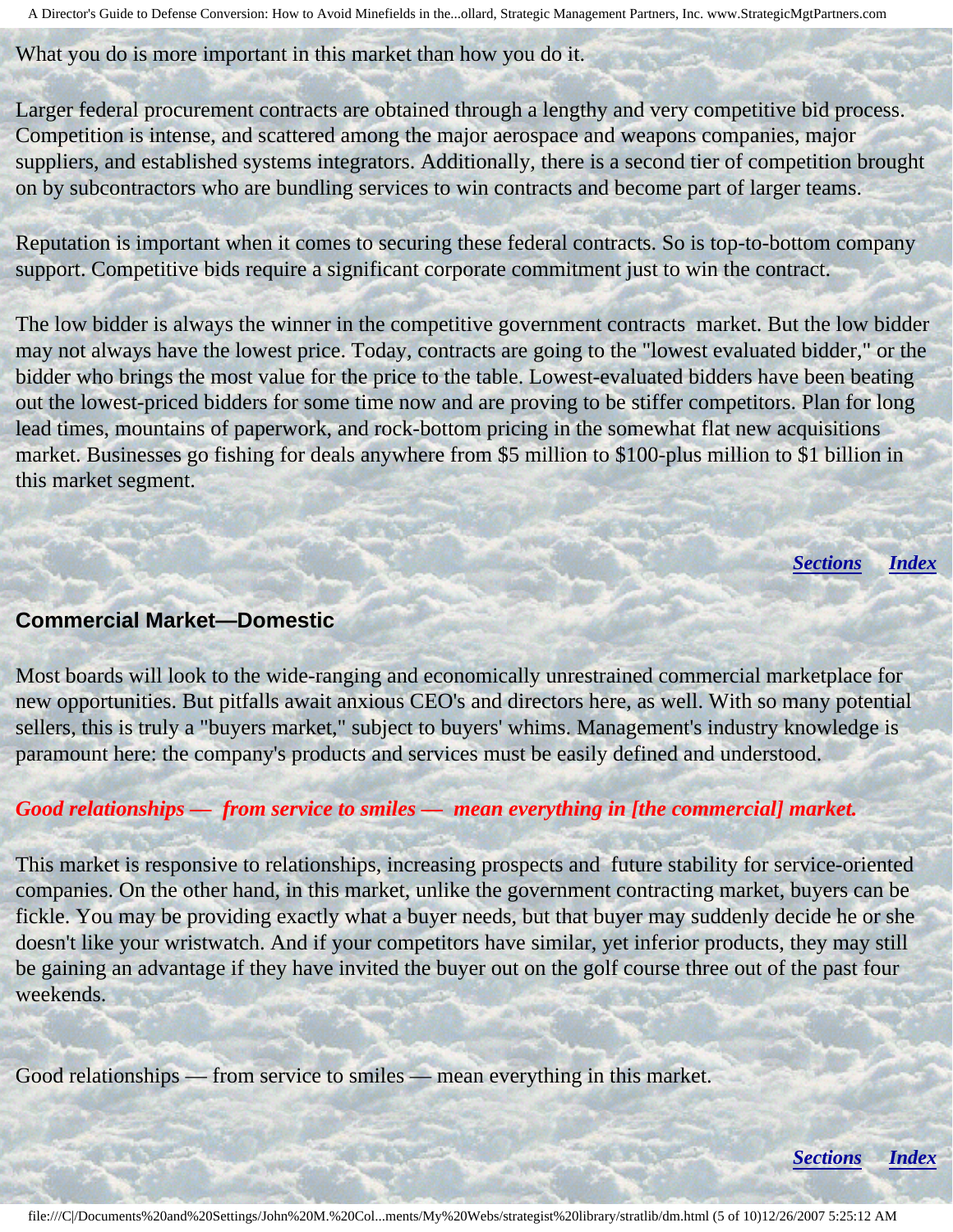What you do is more important in this market than how you do it.

Larger federal procurement contracts are obtained through a lengthy and very competitive bid process. Competition is intense, and scattered among the major aerospace and weapons companies, major suppliers, and established systems integrators. Additionally, there is a second tier of competition brought on by subcontractors who are bundling services to win contracts and become part of larger teams.

Reputation is important when it comes to securing these federal contracts. So is top-to-bottom company support. Competitive bids require a significant corporate commitment just to win the contract.

The low bidder is always the winner in the competitive government contracts market. But the low bidder may not always have the lowest price. Today, contracts are going to the "lowest evaluated bidder," or the bidder who brings the most value for the price to the table. Lowest-evaluated bidders have been beating out the lowest-priced bidders for some time now and are proving to be stiffer competitors. Plan for long lead times, mountains of paperwork, and rock-bottom pricing in the somewhat flat new acquisitions market. Businesses go fishing for deals anywhere from $5 million to $100-plus million to $1 billion in this market segment.

***Sections*** ***Index***

## Commercial Market—Domestic

Most boards will look to the wide-ranging and economically unrestrained commercial marketplace for new opportunities. But pitfalls await anxious CEO's and directors here, as well. With so many potential sellers, this is truly a "buyers market," subject to buyers' whims. Management's industry knowledge is paramount here: the company's products and services must be easily defined and understood.

***Good relationships — from service to smiles — mean everything in [the commercial] market.***

This market is responsive to relationships, increasing prospects and future stability for service-oriented companies. On the other hand, in this market, unlike the government contracting market, buyers can be fickle. You may be providing exactly what a buyer needs, but that buyer may suddenly decide he or she doesn't like your wristwatch. And if your competitors have similar, yet inferior products, they may still be gaining an advantage if they have invited the buyer out on the golf course three out of the past four weekends.

Good relationships — from service to smiles — mean everything in this market.

***Sections*** ***Index***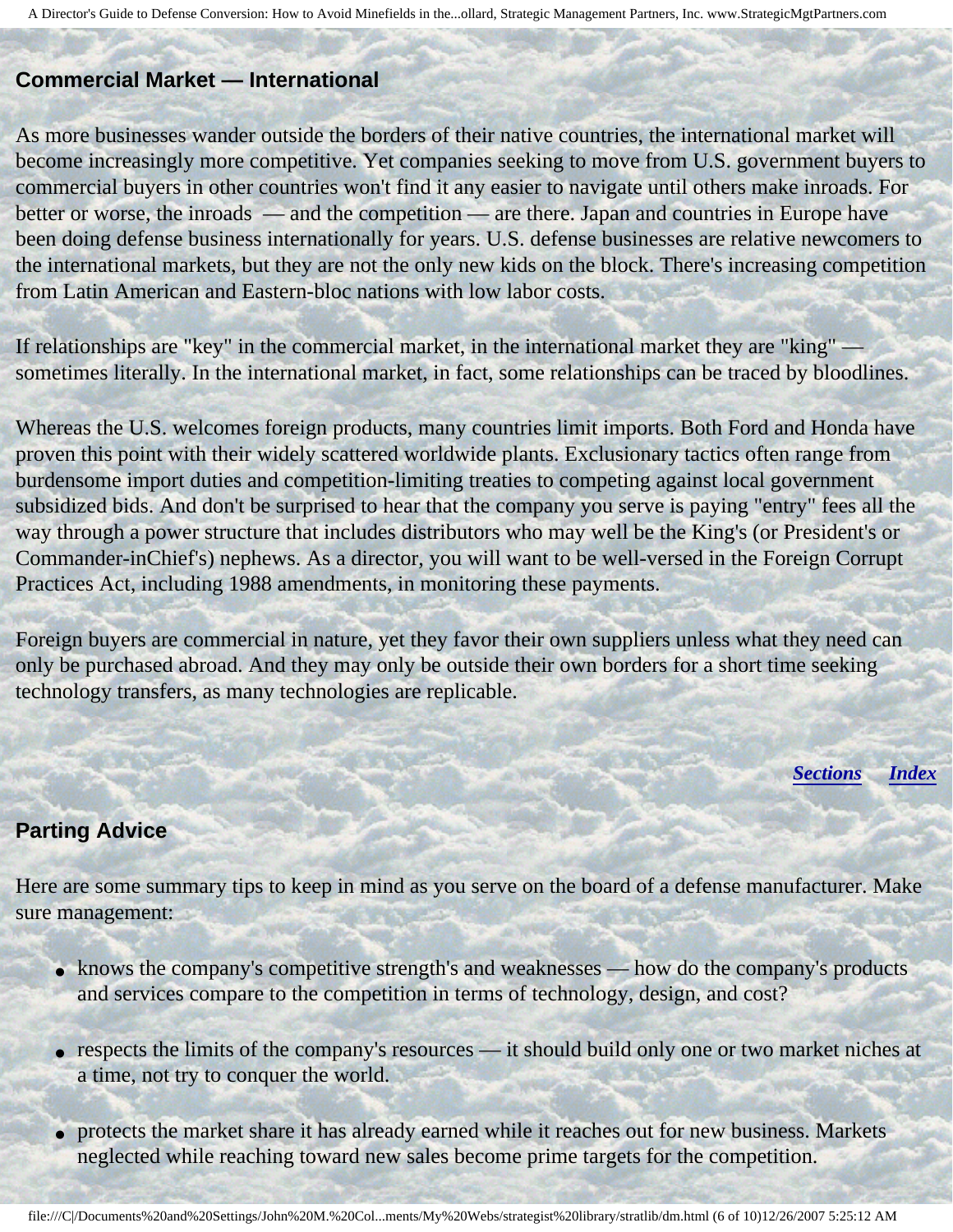### Commercial Market — International

As more businesses wander outside the borders of their native countries, the international market will become increasingly more competitive. Yet companies seeking to move from U.S. government buyers to commercial buyers in other countries won't find it any easier to navigate until others make inroads. For better or worse, the inroads — and the competition — are there. Japan and countries in Europe have been doing defense business internationally for years. U.S. defense businesses are relative newcomers to the international markets, but they are not the only new kids on the block. There's increasing competition from Latin American and Eastern-bloc nations with low labor costs.

If relationships are "key" in the commercial market, in the international market they are "king" — sometimes literally. In the international market, in fact, some relationships can be traced by bloodlines.

Whereas the U.S. welcomes foreign products, many countries limit imports. Both Ford and Honda have proven this point with their widely scattered worldwide plants. Exclusionary tactics often range from burdensome import duties and competition-limiting treaties to competing against local government subsidized bids. And don't be surprised to hear that the company you serve is paying "entry" fees all the way through a power structure that includes distributors who may well be the King's (or President's or Commander-inChief's) nephews. As a director, you will want to be well-versed in the Foreign Corrupt Practices Act, including 1988 amendments, in monitoring these payments.

Foreign buyers are commercial in nature, yet they favor their own suppliers unless what they need can only be purchased abroad. And they may only be outside their own borders for a short time seeking technology transfers, as many technologies are replicable.

***Sections*** ***Index***

### Parting Advice

Here are some summary tips to keep in mind as you serve on the board of a defense manufacturer. Make sure management:

- knows the company's competitive strength's and weaknesses — how do the company's products and services compare to the competition in terms of technology, design, and cost?
- respects the limits of the company's resources — it should build only one or two market niches at a time, not try to conquer the world.
- protects the market share it has already earned while it reaches out for new business. Markets neglected while reaching toward new sales become prime targets for the competition.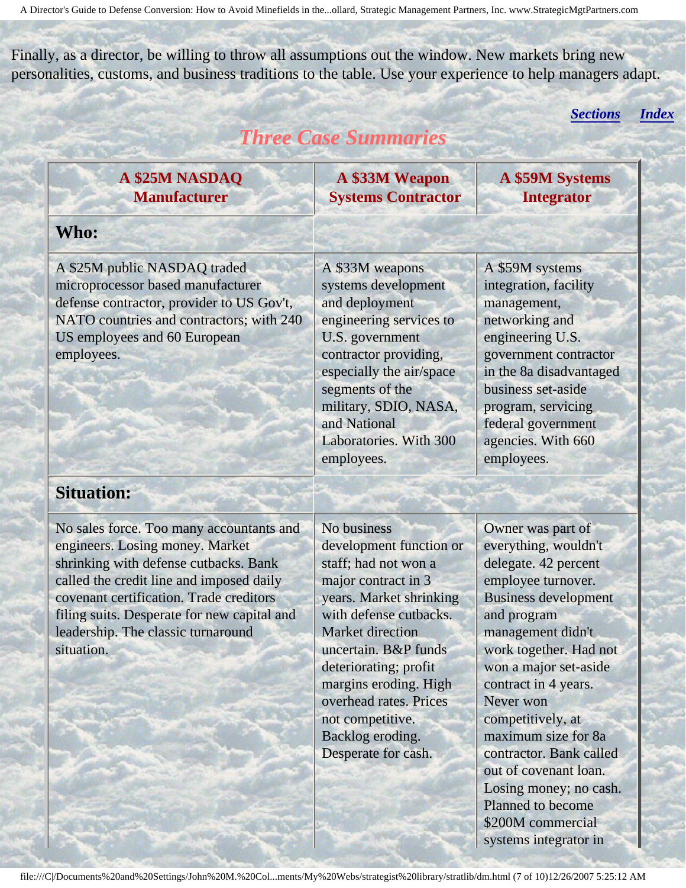Finally, as a director, be willing to throw all assumptions out the window. New markets bring new personalities, customs, and business traditions to the table. Use your experience to help managers adapt.

*Sections* *Index*

## *Three Case Summaries*

| A $25M NASDAQ Manufacturer | A $33M Weapon Systems Contractor | A $59M Systems Integrator |
|---|---|---|
| **Who:** | | |
| A $25M public NASDAQ traded microprocessor based manufacturer defense contractor, provider to US Gov't, NATO countries and contractors; with 240 US employees and 60 European employees. | A $33M weapons systems development and deployment engineering services to U.S. government contractor providing, especially the air/space segments of the military, SDIO, NASA, and National Laboratories. With 300 employees. | A $59M systems integration, facility management, networking and engineering U.S. government contractor in the 8a disadvantaged business set-aside program, servicing federal government agencies. With 660 employees. |
| **Situation:** | | |
| No sales force. Too many accountants and engineers. Losing money. Market shrinking with defense cutbacks. Bank called the credit line and imposed daily covenant certification. Trade creditors filing suits. Desperate for new capital and leadership. The classic turnaround situation. | No business development function or staff; had not won a major contract in 3 years. Market shrinking with defense cutbacks. Market direction uncertain. B&P funds deteriorating; profit margins eroding. High overhead rates. Prices not competitive. Backlog eroding. Desperate for cash. | Owner was part of everything, wouldn't delegate. 42 percent employee turnover. Business development and program management didn't work together. Had not won a major set-aside contract in 4 years. Never won competitively, at maximum size for 8a contractor. Bank called out of covenant loan. Losing money; no cash. Planned to become $200M commercial systems integrator in |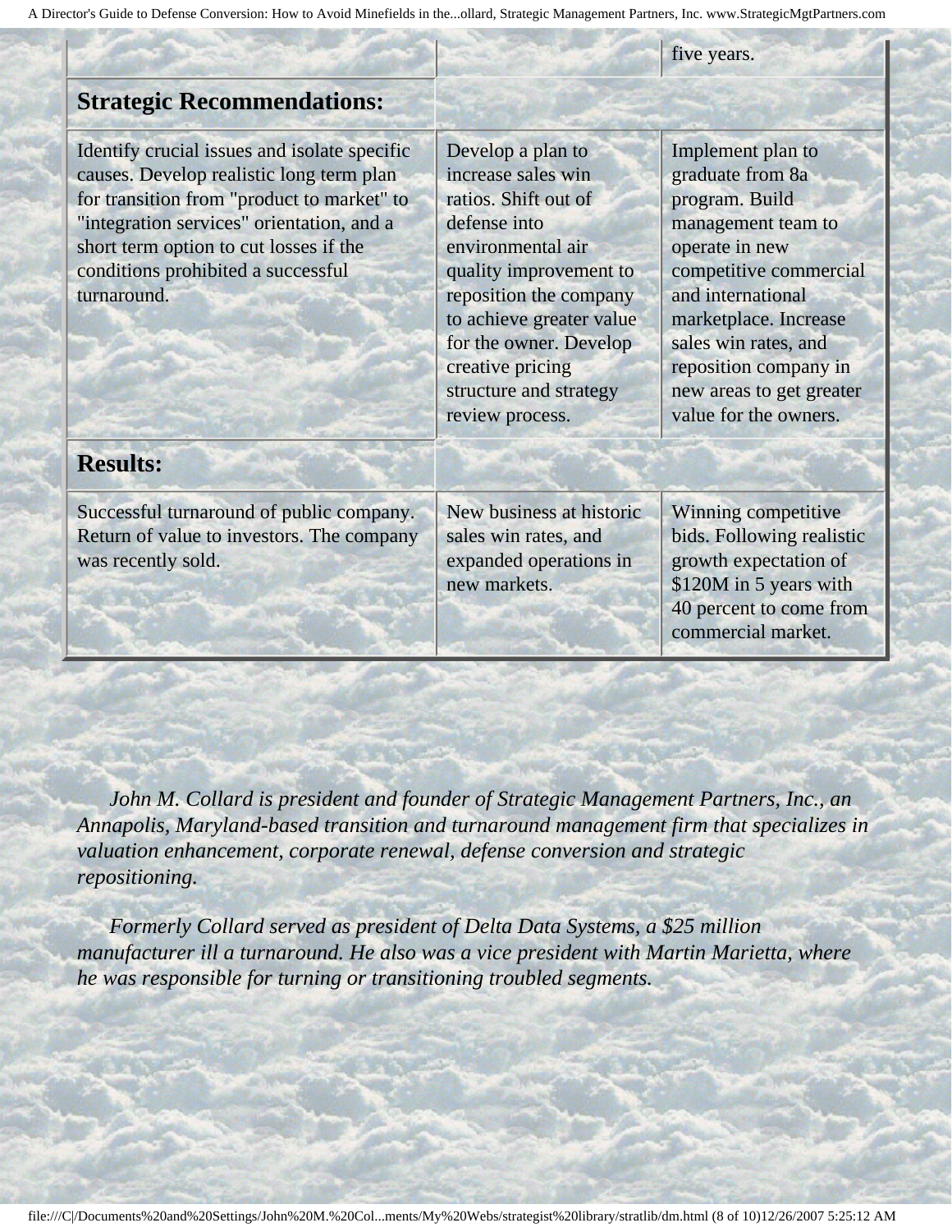| | | five years. |
|---|---|---|
| **Strategic Recommendations:** | | |
| Identify crucial issues and isolate specific causes. Develop realistic long term plan for transition from "product to market" to "integration services" orientation, and a short term option to cut losses if the conditions prohibited a successful turnaround. | Develop a plan to increase sales win ratios. Shift out of defense into environmental air quality improvement to reposition the company to achieve greater value for the owner. Develop creative pricing structure and strategy review process. | Implement plan to graduate from 8a program. Build management team to operate in new competitive commercial and international marketplace. Increase sales win rates, and reposition company in new areas to get greater value for the owners. |
| **Results:** | | |
| Successful turnaround of public company. Return of value to investors. The company was recently sold. | New business at historic sales win rates, and expanded operations in new markets. | Winning competitive bids. Following realistic growth expectation of $120M in 5 years with 40 percent to come from commercial market. |

*John M. Collard is president and founder of Strategic Management Partners, Inc., an Annapolis, Maryland-based transition and turnaround management firm that specializes in valuation enhancement, corporate renewal, defense conversion and strategic repositioning.*

*Formerly Collard served as president of Delta Data Systems, a $25 million manufacturer ill a turnaround. He also was a vice president with Martin Marietta, where he was responsible for turning or transitioning troubled segments.*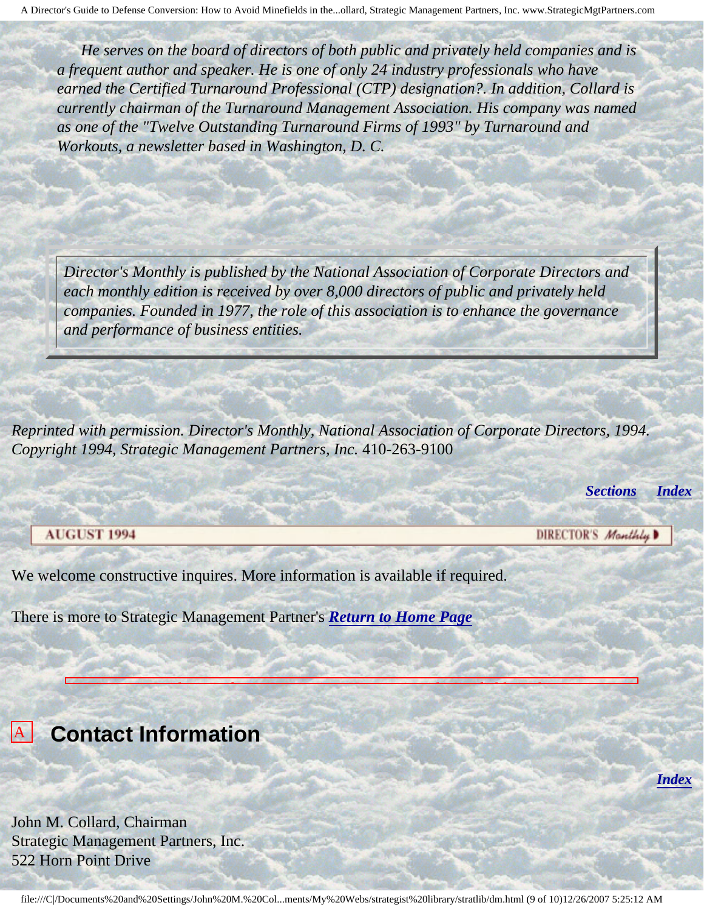*He serves on the board of directors of both public and privately held companies and is a frequent author and speaker. He is one of only 24 industry professionals who have earned the Certified Turnaround Professional (CTP) designation?. In addition, Collard is currently chairman of the Turnaround Management Association. His company was named as one of the "Twelve Outstanding Turnaround Firms of 1993" by Turnaround and Workouts, a newsletter based in Washington, D. C.*

> *Director's Monthly is published by the National Association of Corporate Directors and each monthly edition is received by over 8,000 directors of public and privately held companies. Founded in 1977, the role of this association is to enhance the governance and performance of business entities.*

*Reprinted with permission. Director's Monthly, National Association of Corporate Directors, 1994. Copyright 1994, Strategic Management Partners, Inc.* 410-263-9100

***Sections*** ***Index***

AUGUST 1994 DIRECTOR'S *Monthly*

We welcome constructive inquires. More information is available if required.

There is more to Strategic Management Partner's ***Return to Home Page***

## Contact Information

***Index***

John M. Collard, Chairman
Strategic Management Partners, Inc.
522 Horn Point Drive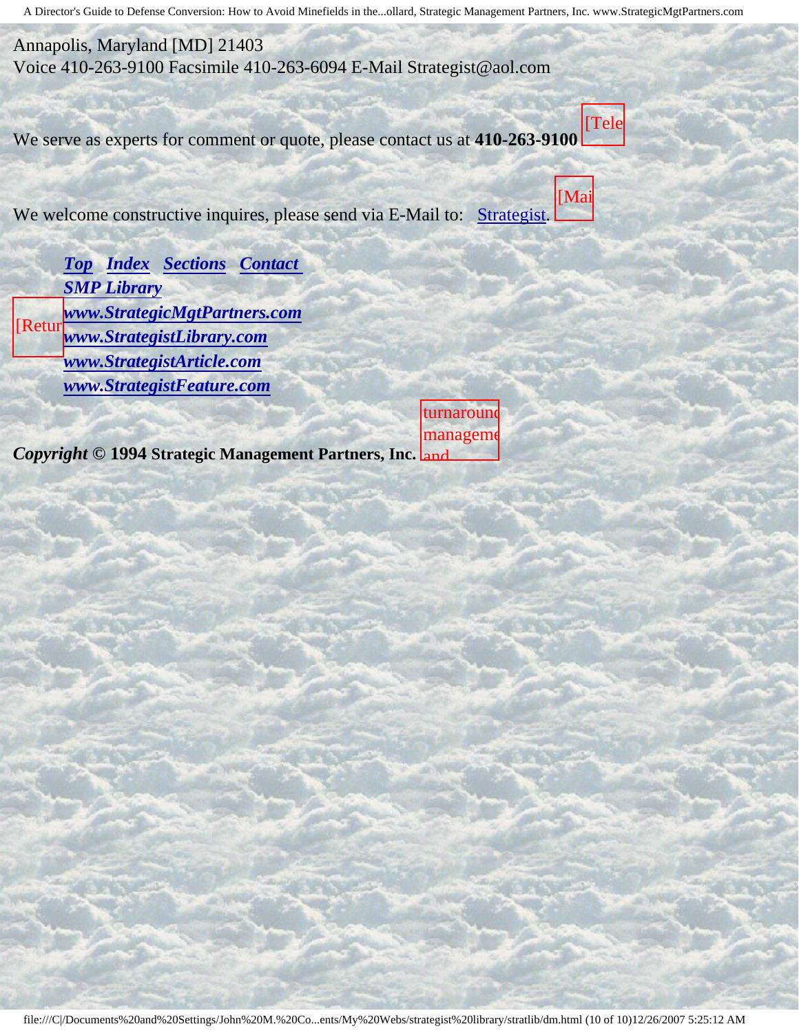Annapolis, Maryland [MD] 21403
Voice 410-263-9100 Facsimile 410-263-6094 E-Mail Strategist@aol.com

We serve as experts for comment or quote, please contact us at **410-263-9100** [Tele

We welcome constructive inquires, please send via E-Mail to: Strategist. [Mai

***Top*** ***Index*** ***Sections*** ***Contact***
***SMP Library***
[Retur ***www.StrategicMgtPartners.com***
***www.StrategistLibrary.com***
***www.StrategistArticle.com***
***www.StrategistFeature.com***

***Copyright*** **© 1994 Strategic Management Partners, Inc.** turnaround manageme and